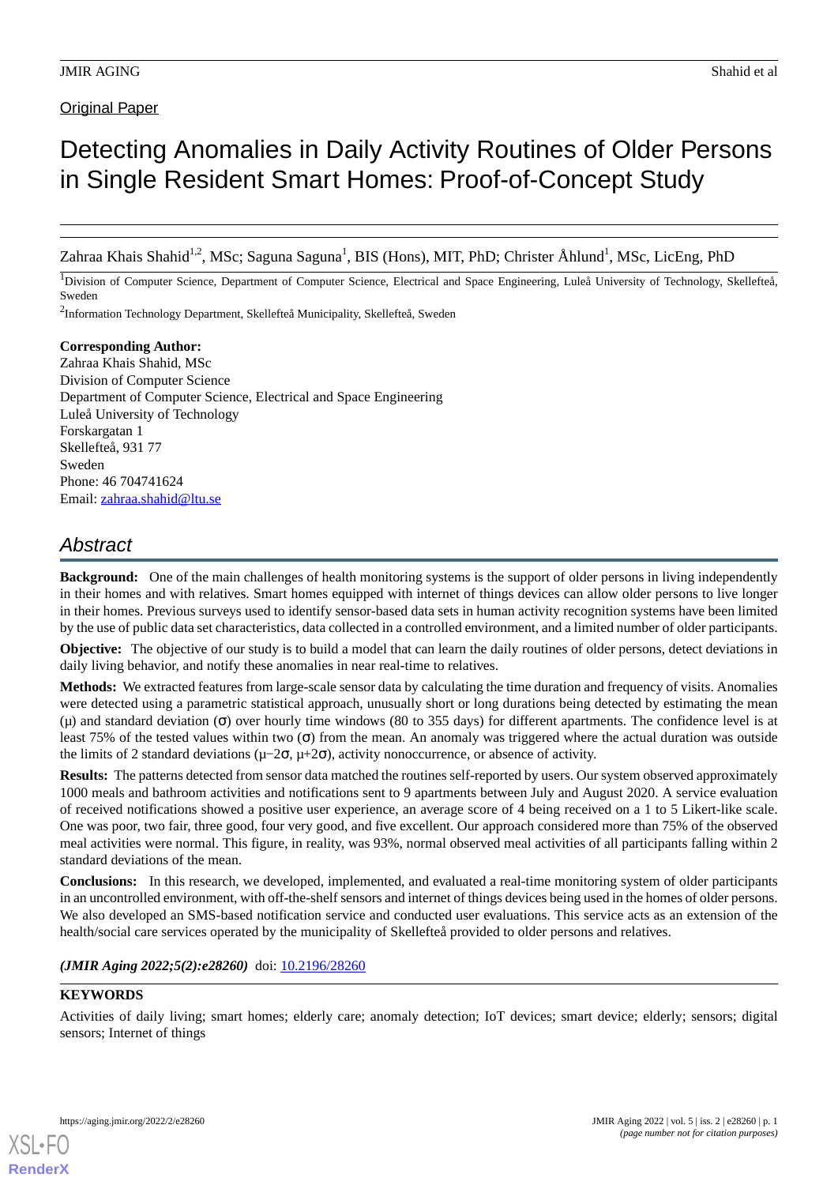Original Paper

# Detecting Anomalies in Daily Activity Routines of Older Persons in Single Resident Smart Homes: Proof-of-Concept Study

Zahraa Khais Shahid[1,2], MSc; Saguna Saguna[1], BIS (Hons), MIT, PhD; Christer Åhlund[1], MSc, LicEng, PhD

[1]Division of Computer Science, Department of Computer Science, Electrical and Space Engineering, Luleå University of Technology, Skellefteå, Sweden

[2]Information Technology Department, Skellefteå Municipality, Skellefteå, Sweden

**Corresponding Author:**
Zahraa Khais Shahid, MSc
Division of Computer Science
Department of Computer Science, Electrical and Space Engineering
Luleå University of Technology
Forskargatan 1
Skellefteå, 931 77
Sweden
Phone: 46 704741624
Email: zahraa.shahid@ltu.se

## Abstract

**Background:** One of the main challenges of health monitoring systems is the support of older persons in living independently in their homes and with relatives. Smart homes equipped with internet of things devices can allow older persons to live longer in their homes. Previous surveys used to identify sensor-based data sets in human activity recognition systems have been limited by the use of public data set characteristics, data collected in a controlled environment, and a limited number of older participants.

**Objective:** The objective of our study is to build a model that can learn the daily routines of older persons, detect deviations in daily living behavior, and notify these anomalies in near real-time to relatives.

**Methods:** We extracted features from large-scale sensor data by calculating the time duration and frequency of visits. Anomalies were detected using a parametric statistical approach, unusually short or long durations being detected by estimating the mean ($\mu$) and standard deviation ($\sigma$) over hourly time windows (80 to 355 days) for different apartments. The confidence level is at least 75% of the tested values within two ($\sigma$) from the mean. An anomaly was triggered where the actual duration was outside the limits of 2 standard deviations ($\mu-2\sigma$, $\mu+2\sigma$), activity nonoccurrence, or absence of activity.

**Results:** The patterns detected from sensor data matched the routines self-reported by users. Our system observed approximately 1000 meals and bathroom activities and notifications sent to 9 apartments between July and August 2020. A service evaluation of received notifications showed a positive user experience, an average score of 4 being received on a 1 to 5 Likert-like scale. One was poor, two fair, three good, four very good, and five excellent. Our approach considered more than 75% of the observed meal activities were normal. This figure, in reality, was 93%, normal observed meal activities of all participants falling within 2 standard deviations of the mean.

**Conclusions:** In this research, we developed, implemented, and evaluated a real-time monitoring system of older participants in an uncontrolled environment, with off-the-shelf sensors and internet of things devices being used in the homes of older persons. We also developed an SMS-based notification service and conducted user evaluations. This service acts as an extension of the health/social care services operated by the municipality of Skellefteå provided to older persons and relatives.

***(JMIR Aging 2022;5(2):e28260)*** doi: 10.2196/28260

**KEYWORDS**

Activities of daily living; smart homes; elderly care; anomaly detection; IoT devices; smart device; elderly; sensors; digital sensors; Internet of things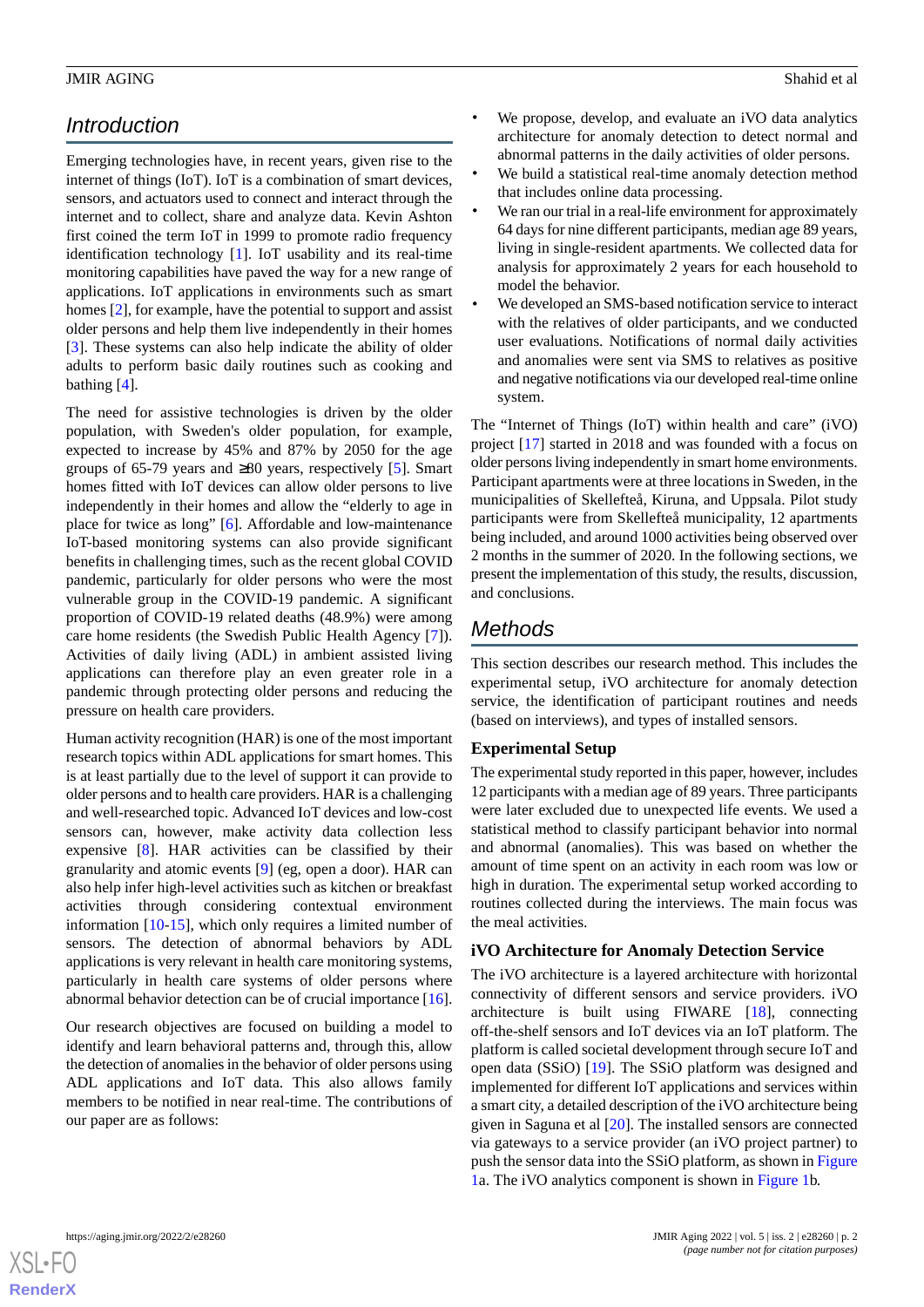## Introduction

Emerging technologies have, in recent years, given rise to the internet of things (IoT). IoT is a combination of smart devices, sensors, and actuators used to connect and interact through the internet and to collect, share and analyze data. Kevin Ashton first coined the term IoT in 1999 to promote radio frequency identification technology [1]. IoT usability and its real-time monitoring capabilities have paved the way for a new range of applications. IoT applications in environments such as smart homes [2], for example, have the potential to support and assist older persons and help them live independently in their homes [3]. These systems can also help indicate the ability of older adults to perform basic daily routines such as cooking and bathing [4].

The need for assistive technologies is driven by the older population, with Sweden's older population, for example, expected to increase by 45% and 87% by 2050 for the age groups of 65-79 years and ≥80 years, respectively [5]. Smart homes fitted with IoT devices can allow older persons to live independently in their homes and allow the "elderly to age in place for twice as long" [6]. Affordable and low-maintenance IoT-based monitoring systems can also provide significant benefits in challenging times, such as the recent global COVID pandemic, particularly for older persons who were the most vulnerable group in the COVID-19 pandemic. A significant proportion of COVID-19 related deaths (48.9%) were among care home residents (the Swedish Public Health Agency [7]). Activities of daily living (ADL) in ambient assisted living applications can therefore play an even greater role in a pandemic through protecting older persons and reducing the pressure on health care providers.

Human activity recognition (HAR) is one of the most important research topics within ADL applications for smart homes. This is at least partially due to the level of support it can provide to older persons and to health care providers. HAR is a challenging and well-researched topic. Advanced IoT devices and low-cost sensors can, however, make activity data collection less expensive [8]. HAR activities can be classified by their granularity and atomic events [9] (eg, open a door). HAR can also help infer high-level activities such as kitchen or breakfast activities through considering contextual environment information [10-15], which only requires a limited number of sensors. The detection of abnormal behaviors by ADL applications is very relevant in health care monitoring systems, particularly in health care systems of older persons where abnormal behavior detection can be of crucial importance [16].

Our research objectives are focused on building a model to identify and learn behavioral patterns and, through this, allow the detection of anomalies in the behavior of older persons using ADL applications and IoT data. This also allows family members to be notified in near real-time. The contributions of our paper are as follows:

- We propose, develop, and evaluate an iVO data analytics architecture for anomaly detection to detect normal and abnormal patterns in the daily activities of older persons.
- We build a statistical real-time anomaly detection method that includes online data processing.
- We ran our trial in a real-life environment for approximately 64 days for nine different participants, median age 89 years, living in single-resident apartments. We collected data for analysis for approximately 2 years for each household to model the behavior.
- We developed an SMS-based notification service to interact with the relatives of older participants, and we conducted user evaluations. Notifications of normal daily activities and anomalies were sent via SMS to relatives as positive and negative notifications via our developed real-time online system.

The "Internet of Things (IoT) within health and care" (iVO) project [17] started in 2018 and was founded with a focus on older persons living independently in smart home environments. Participant apartments were at three locations in Sweden, in the municipalities of Skellefteå, Kiruna, and Uppsala. Pilot study participants were from Skellefteå municipality, 12 apartments being included, and around 1000 activities being observed over 2 months in the summer of 2020. In the following sections, we present the implementation of this study, the results, discussion, and conclusions.

## Methods

This section describes our research method. This includes the experimental setup, iVO architecture for anomaly detection service, the identification of participant routines and needs (based on interviews), and types of installed sensors.

### Experimental Setup

The experimental study reported in this paper, however, includes 12 participants with a median age of 89 years. Three participants were later excluded due to unexpected life events. We used a statistical method to classify participant behavior into normal and abnormal (anomalies). This was based on whether the amount of time spent on an activity in each room was low or high in duration. The experimental setup worked according to routines collected during the interviews. The main focus was the meal activities.

### iVO Architecture for Anomaly Detection Service

The iVO architecture is a layered architecture with horizontal connectivity of different sensors and service providers. iVO architecture is built using FIWARE [18], connecting off-the-shelf sensors and IoT devices via an IoT platform. The platform is called societal development through secure IoT and open data (SSiO) [19]. The SSiO platform was designed and implemented for different IoT applications and services within a smart city, a detailed description of the iVO architecture being given in Saguna et al [20]. The installed sensors are connected via gateways to a service provider (an iVO project partner) to push the sensor data into the SSiO platform, as shown in Figure 1a. The iVO analytics component is shown in Figure 1b.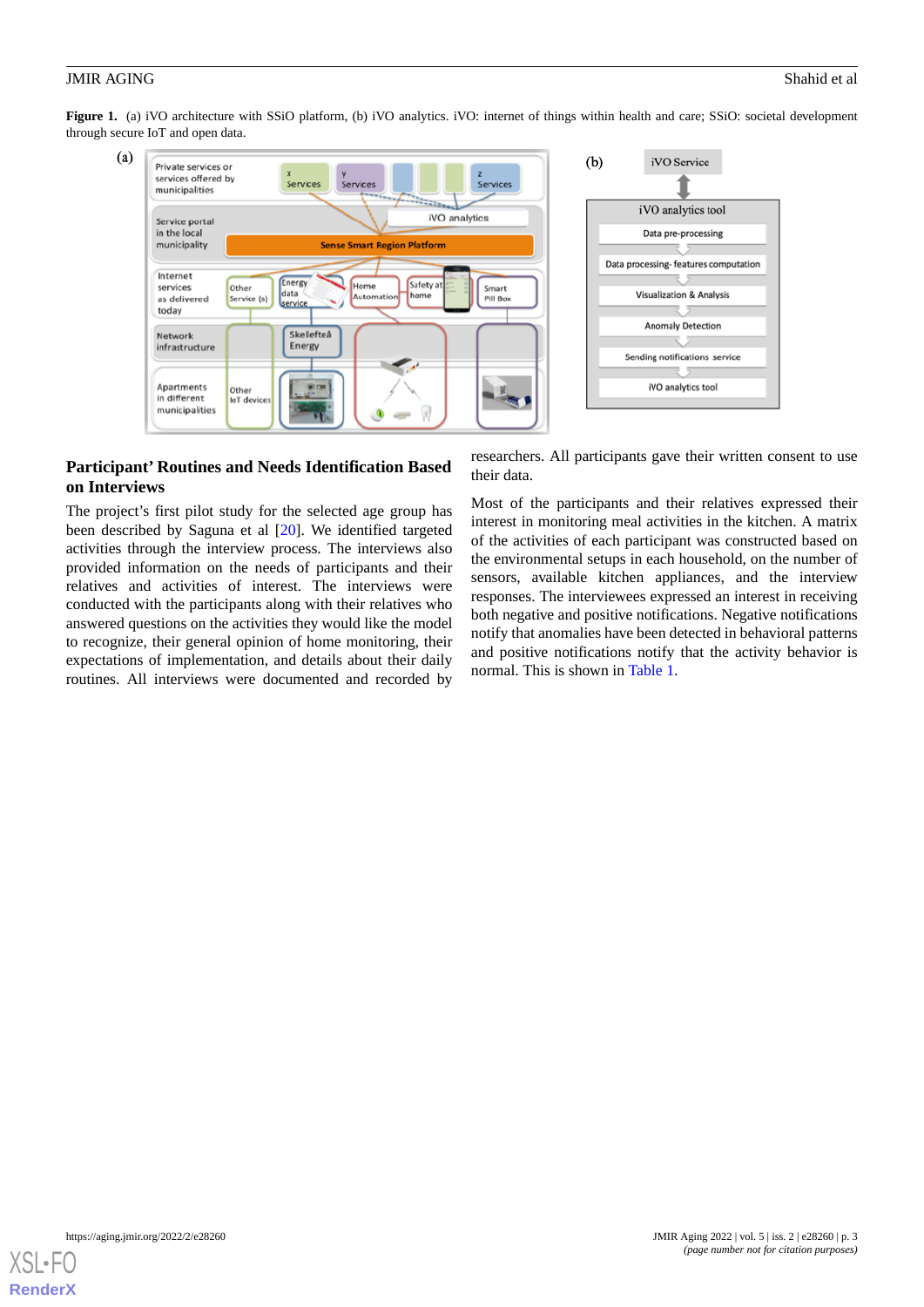**Figure 1.** (a) iVO architecture with SSiO platform, (b) iVO analytics. iVO: internet of things within health and care; SSiO: societal development through secure IoT and open data.

## Participant' Routines and Needs Identification Based on Interviews

The project's first pilot study for the selected age group has been described by Saguna et al [20]. We identified targeted activities through the interview process. The interviews also provided information on the needs of participants and their relatives and activities of interest. The interviews were conducted with the participants along with their relatives who answered questions on the activities they would like the model to recognize, their general opinion of home monitoring, their expectations of implementation, and details about their daily routines. All interviews were documented and recorded by researchers. All participants gave their written consent to use their data.

Most of the participants and their relatives expressed their interest in monitoring meal activities in the kitchen. A matrix of the activities of each participant was constructed based on the environmental setups in each household, on the number of sensors, available kitchen appliances, and the interview responses. The interviewees expressed an interest in receiving both negative and positive notifications. Negative notifications notify that anomalies have been detected in behavioral patterns and positive notifications notify that the activity behavior is normal. This is shown in Table 1.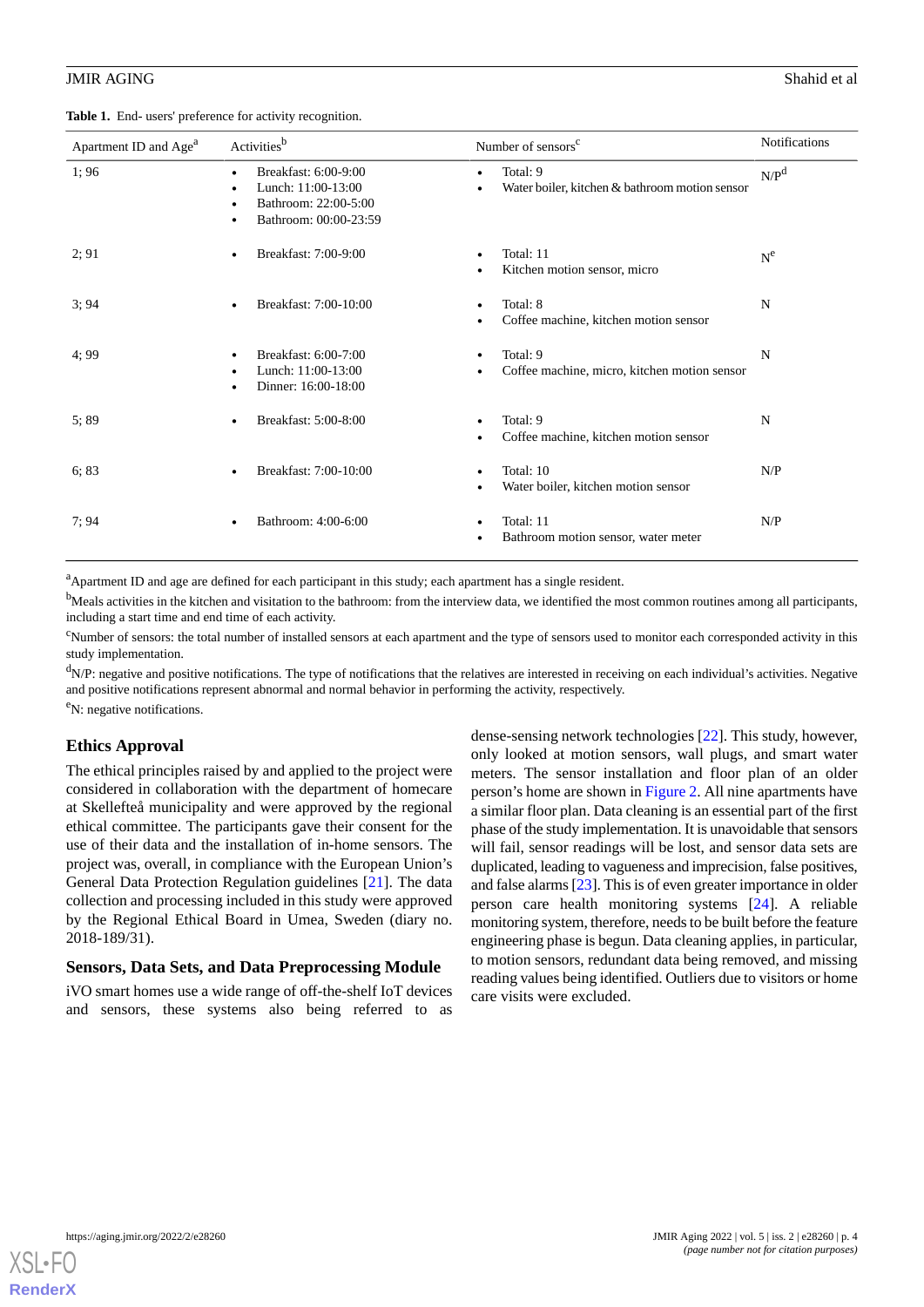**Table 1.** End- users' preference for activity recognition.

| Apartment ID and Age[a] | Activities[b] | Number of sensors[c] | Notifications |
|---|---|---|---|
| 1; 96 | • Breakfast: 6:00-9:00<br>• Lunch: 11:00-13:00<br>• Bathroom: 22:00-5:00<br>• Bathroom: 00:00-23:59 | • Total: 9<br>• Water boiler, kitchen & bathroom motion sensor | N/P[d] |
| 2; 91 | • Breakfast: 7:00-9:00 | • Total: 11<br>• Kitchen motion sensor, micro | N[e] |
| 3; 94 | • Breakfast: 7:00-10:00 | • Total: 8<br>• Coffee machine, kitchen motion sensor | N |
| 4; 99 | • Breakfast: 6:00-7:00<br>• Lunch: 11:00-13:00<br>• Dinner: 16:00-18:00 | • Total: 9<br>• Coffee machine, micro, kitchen motion sensor | N |
| 5; 89 | • Breakfast: 5:00-8:00 | • Total: 9<br>• Coffee machine, kitchen motion sensor | N |
| 6; 83 | • Breakfast: 7:00-10:00 | • Total: 10<br>• Water boiler, kitchen motion sensor | N/P |
| 7; 94 | • Bathroom: 4:00-6:00 | • Total: 11<br>• Bathroom motion sensor, water meter | N/P |

[a]Apartment ID and age are defined for each participant in this study; each apartment has a single resident.

[b]Meals activities in the kitchen and visitation to the bathroom: from the interview data, we identified the most common routines among all participants, including a start time and end time of each activity.

[c]Number of sensors: the total number of installed sensors at each apartment and the type of sensors used to monitor each corresponded activity in this study implementation.

[d]N/P: negative and positive notifications. The type of notifications that the relatives are interested in receiving on each individual's activities. Negative and positive notifications represent abnormal and normal behavior in performing the activity, respectively.

[e]N: negative notifications.

## Ethics Approval

The ethical principles raised by and applied to the project were considered in collaboration with the department of homecare at Skellefteå municipality and were approved by the regional ethical committee. The participants gave their consent for the use of their data and the installation of in-home sensors. The project was, overall, in compliance with the European Union's General Data Protection Regulation guidelines [21]. The data collection and processing included in this study were approved by the Regional Ethical Board in Umea, Sweden (diary no. 2018-189/31).

## Sensors, Data Sets, and Data Preprocessing Module

iVO smart homes use a wide range of off-the-shelf IoT devices and sensors, these systems also being referred to as dense-sensing network technologies [22]. This study, however, only looked at motion sensors, wall plugs, and smart water meters. The sensor installation and floor plan of an older person's home are shown in Figure 2. All nine apartments have a similar floor plan. Data cleaning is an essential part of the first phase of the study implementation. It is unavoidable that sensors will fail, sensor readings will be lost, and sensor data sets are duplicated, leading to vagueness and imprecision, false positives, and false alarms [23]. This is of even greater importance in older person care health monitoring systems [24]. A reliable monitoring system, therefore, needs to be built before the feature engineering phase is begun. Data cleaning applies, in particular, to motion sensors, redundant data being removed, and missing reading values being identified. Outliers due to visitors or home care visits were excluded.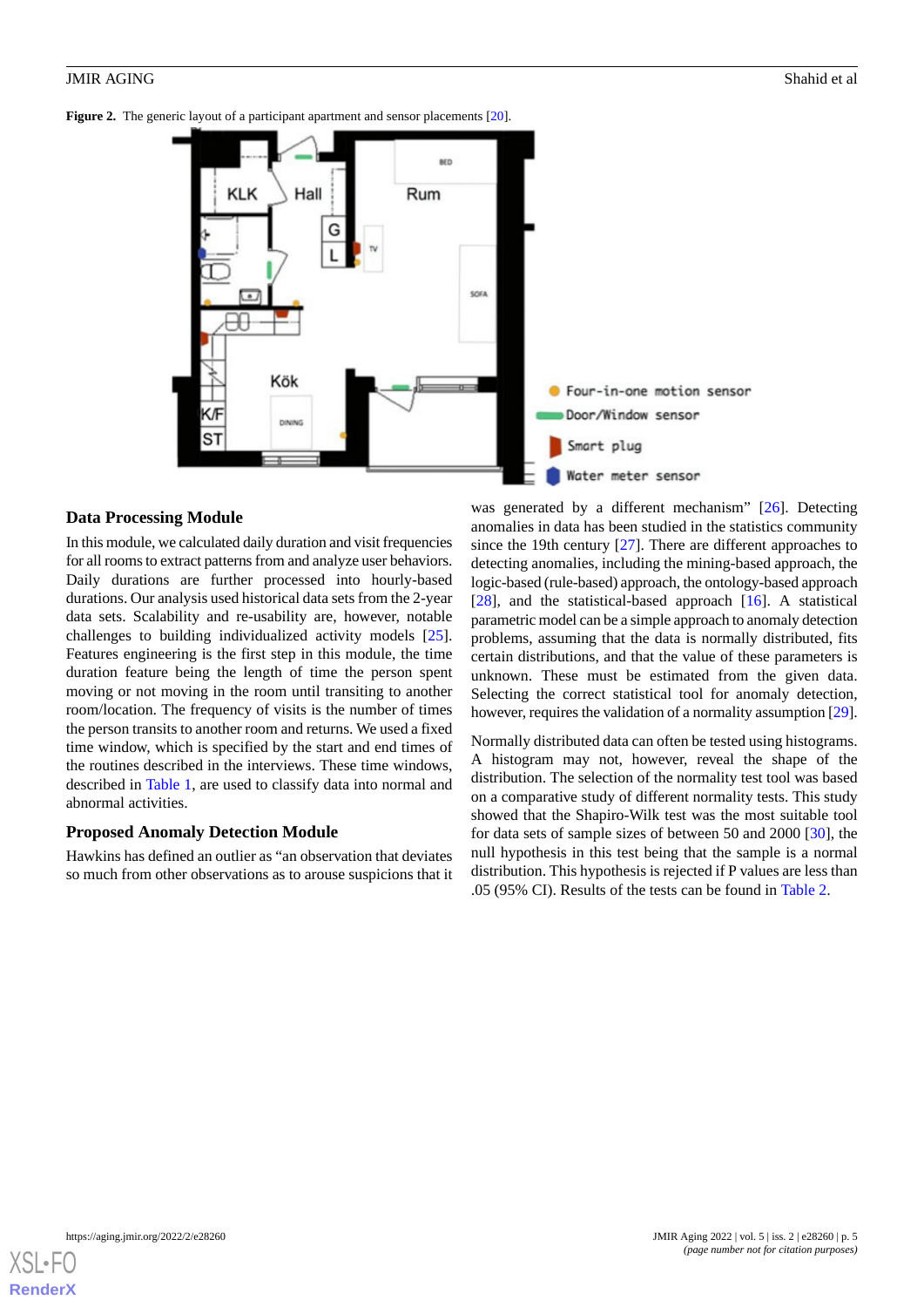**Figure 2.** The generic layout of a participant apartment and sensor placements [20].

## Data Processing Module

In this module, we calculated daily duration and visit frequencies for all rooms to extract patterns from and analyze user behaviors. Daily durations are further processed into hourly-based durations. Our analysis used historical data sets from the 2-year data sets. Scalability and re-usability are, however, notable challenges to building individualized activity models [25]. Features engineering is the first step in this module, the time duration feature being the length of time the person spent moving or not moving in the room until transiting to another room/location. The frequency of visits is the number of times the person transits to another room and returns. We used a fixed time window, which is specified by the start and end times of the routines described in the interviews. These time windows, described in Table 1, are used to classify data into normal and abnormal activities.

## Proposed Anomaly Detection Module

Hawkins has defined an outlier as "an observation that deviates so much from other observations as to arouse suspicions that it was generated by a different mechanism" [26]. Detecting anomalies in data has been studied in the statistics community since the 19th century [27]. There are different approaches to detecting anomalies, including the mining-based approach, the logic-based (rule-based) approach, the ontology-based approach [28], and the statistical-based approach [16]. A statistical parametric model can be a simple approach to anomaly detection problems, assuming that the data is normally distributed, fits certain distributions, and that the value of these parameters is unknown. These must be estimated from the given data. Selecting the correct statistical tool for anomaly detection, however, requires the validation of a normality assumption [29].

Normally distributed data can often be tested using histograms. A histogram may not, however, reveal the shape of the distribution. The selection of the normality test tool was based on a comparative study of different normality tests. This study showed that the Shapiro-Wilk test was the most suitable tool for data sets of sample sizes of between 50 and 2000 [30], the null hypothesis in this test being that the sample is a normal distribution. This hypothesis is rejected if P values are less than .05 (95% CI). Results of the tests can be found in Table 2.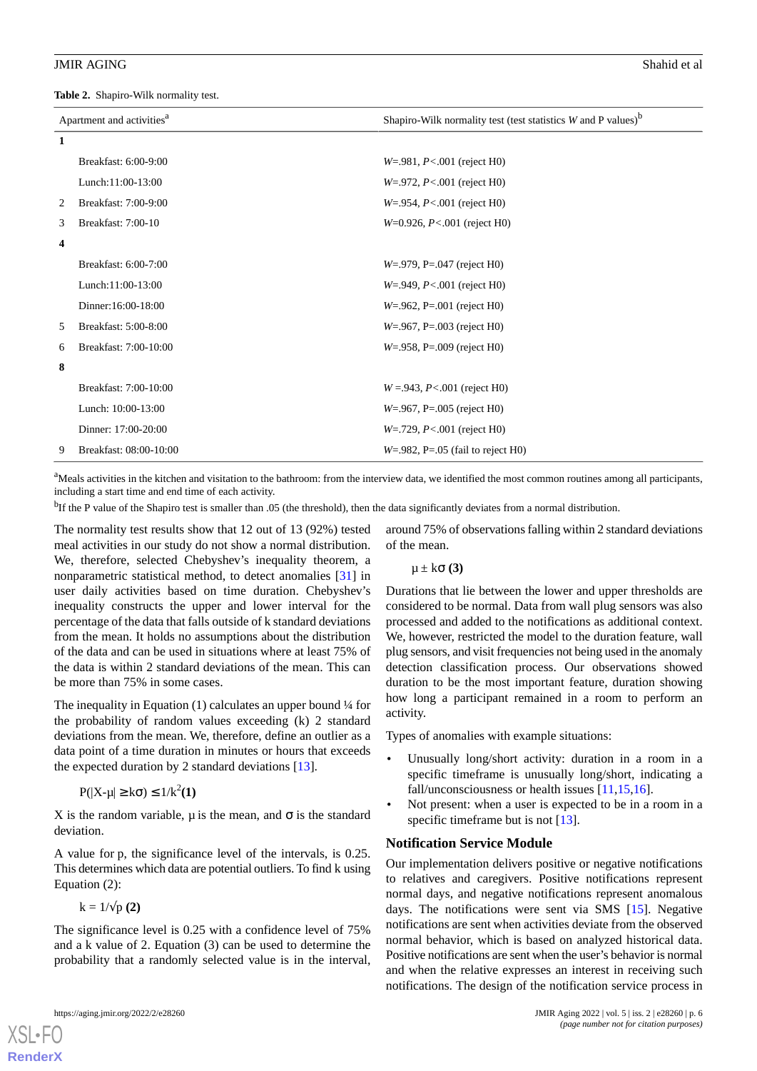**Table 2.** Shapiro-Wilk normality test.

| Apartment and activities[a] | Shapiro-Wilk normality test (test statistics *W* and P values)[b] |
|---|---|
| **1** | |
| Breakfast: 6:00-9:00 | *W*=.981, *P*<.001 (reject H0) |
| Lunch:11:00-13:00 | *W*=.972, *P*<.001 (reject H0) |
| 2 Breakfast: 7:00-9:00 | *W*=.954, *P*<.001 (reject H0) |
| 3 Breakfast: 7:00-10 | *W*=0.926, *P*<.001 (reject H0) |
| **4** | |
| Breakfast: 6:00-7:00 | *W*=.979, P=.047 (reject H0) |
| Lunch:11:00-13:00 | *W*=.949, *P*<.001 (reject H0) |
| Dinner:16:00-18:00 | *W*=.962, P=.001 (reject H0) |
| 5 Breakfast: 5:00-8:00 | *W*=.967, P=.003 (reject H0) |
| 6 Breakfast: 7:00-10:00 | *W*=.958, P=.009 (reject H0) |
| **8** | |
| Breakfast: 7:00-10:00 | *W* =.943, *P*<.001 (reject H0) |
| Lunch: 10:00-13:00 | *W*=.967, P=.005 (reject H0) |
| Dinner: 17:00-20:00 | *W*=.729, *P*<.001 (reject H0) |
| 9 Breakfast: 08:00-10:00 | *W*=.982, P=.05 (fail to reject H0) |

[a]Meals activities in the kitchen and visitation to the bathroom: from the interview data, we identified the most common routines among all participants, including a start time and end time of each activity.

[b]If the P value of the Shapiro test is smaller than .05 (the threshold), then the data significantly deviates from a normal distribution.

The normality test results show that 12 out of 13 (92%) tested meal activities in our study do not show a normal distribution. We, therefore, selected Chebyshev's inequality theorem, a nonparametric statistical method, to detect anomalies [31] in user daily activities based on time duration. Chebyshev's inequality constructs the upper and lower interval for the percentage of the data that falls outside of k standard deviations from the mean. It holds no assumptions about the distribution of the data and can be used in situations where at least 75% of the data is within 2 standard deviations of the mean. This can be more than 75% in some cases.

The inequality in Equation (1) calculates an upper bound ¼ for the probability of random values exceeding (k) 2 standard deviations from the mean. We, therefore, define an outlier as a data point of a time duration in minutes or hours that exceeds the expected duration by 2 standard deviations [13].

$$P(|X-\mu| \geq k\sigma) \leq 1/k^2 \quad \textbf{(1)}$$

X is the random variable, μ is the mean, and σ is the standard deviation.

A value for p, the significance level of the intervals, is 0.25. This determines which data are potential outliers. To find k using Equation (2):

$$k = 1/\sqrt{p} \quad \textbf{(2)}$$

The significance level is 0.25 with a confidence level of 75% and a k value of 2. Equation (3) can be used to determine the probability that a randomly selected value is in the interval, around 75% of observations falling within 2 standard deviations of the mean.

$$\mu \pm k\sigma \quad \textbf{(3)}$$

Durations that lie between the lower and upper thresholds are considered to be normal. Data from wall plug sensors was also processed and added to the notifications as additional context. We, however, restricted the model to the duration feature, wall plug sensors, and visit frequencies not being used in the anomaly detection classification process. Our observations showed duration to be the most important feature, duration showing how long a participant remained in a room to perform an activity.

Types of anomalies with example situations:

- Unusually long/short activity: duration in a room in a specific timeframe is unusually long/short, indicating a fall/unconsciousness or health issues [11,15,16].
- Not present: when a user is expected to be in a room in a specific timeframe but is not [13].

## Notification Service Module

Our implementation delivers positive or negative notifications to relatives and caregivers. Positive notifications represent normal days, and negative notifications represent anomalous days. The notifications were sent via SMS [15]. Negative notifications are sent when activities deviate from the observed normal behavior, which is based on analyzed historical data. Positive notifications are sent when the user's behavior is normal and when the relative expresses an interest in receiving such notifications. The design of the notification service process in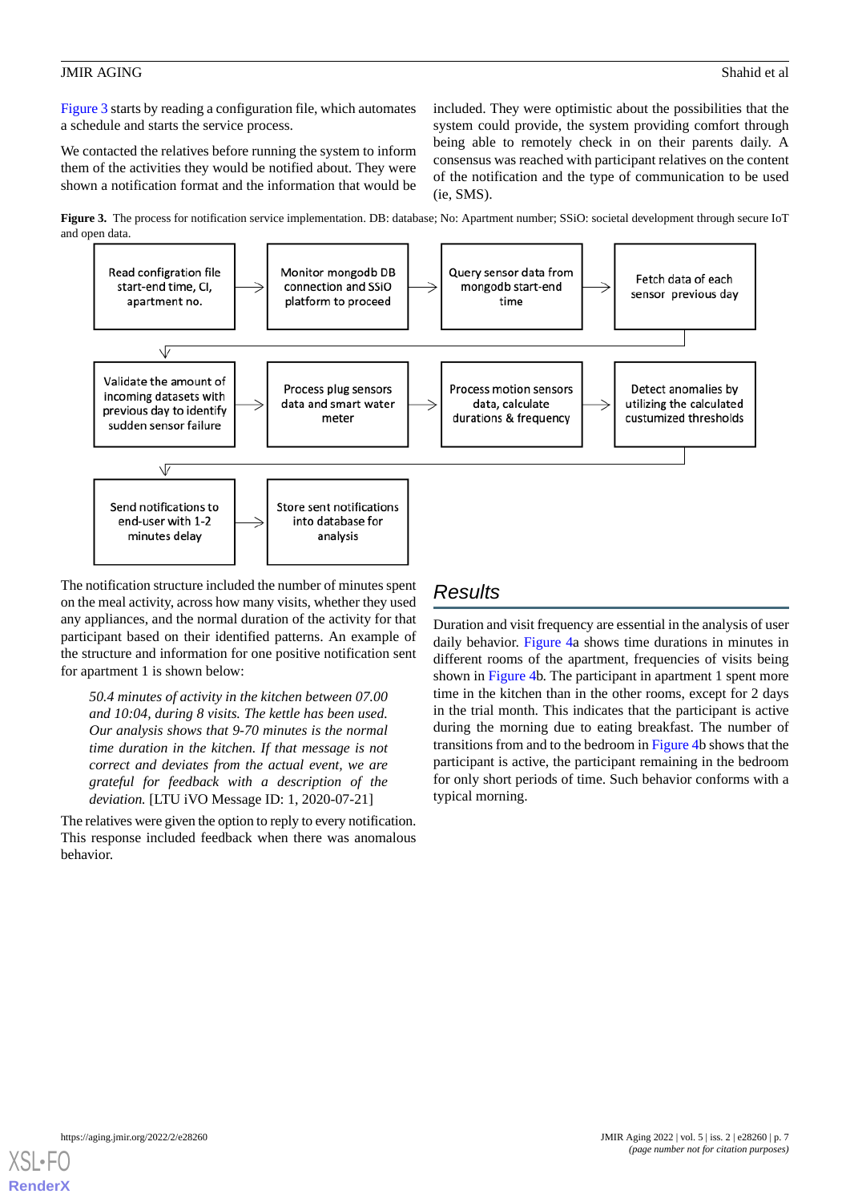Figure 3 starts by reading a configuration file, which automates a schedule and starts the service process.

We contacted the relatives before running the system to inform them of the activities they would be notified about. They were shown a notification format and the information that would be included. They were optimistic about the possibilities that the system could provide, the system providing comfort through being able to remotely check in on their parents daily. A consensus was reached with participant relatives on the content of the notification and the type of communication to be used (ie, SMS).

**Figure 3.** The process for notification service implementation. DB: database; No: Apartment number; SSiO: societal development through secure IoT and open data.

Read configration file start-end time, CI, apartment no. → Monitor mongodb DB connection and SSiO platform to proceed → Query sensor data from mongodb start-end time → Fetch data of each sensor previous day → Validate the amount of incoming datasets with previous day to identify sudden sensor failure → Process plug sensors data and smart water meter → Process motion sensors data, calculate durations & frequency → Detect anomalies by utilizing the calculated custumized thresholds → Send notifications to end-user with 1-2 minutes delay → Store sent notifications into database for analysis

The notification structure included the number of minutes spent on the meal activity, across how many visits, whether they used any appliances, and the normal duration of the activity for that participant based on their identified patterns. An example of the structure and information for one positive notification sent for apartment 1 is shown below:

> *50.4 minutes of activity in the kitchen between 07.00 and 10:04, during 8 visits. The kettle has been used. Our analysis shows that 9-70 minutes is the normal time duration in the kitchen. If that message is not correct and deviates from the actual event, we are grateful for feedback with a description of the deviation.* [LTU iVO Message ID: 1, 2020-07-21]

The relatives were given the option to reply to every notification. This response included feedback when there was anomalous behavior.

## Results

Duration and visit frequency are essential in the analysis of user daily behavior. Figure 4a shows time durations in minutes in different rooms of the apartment, frequencies of visits being shown in Figure 4b. The participant in apartment 1 spent more time in the kitchen than in the other rooms, except for 2 days in the trial month. This indicates that the participant is active during the morning due to eating breakfast. The number of transitions from and to the bedroom in Figure 4b shows that the participant is active, the participant remaining in the bedroom for only short periods of time. Such behavior conforms with a typical morning.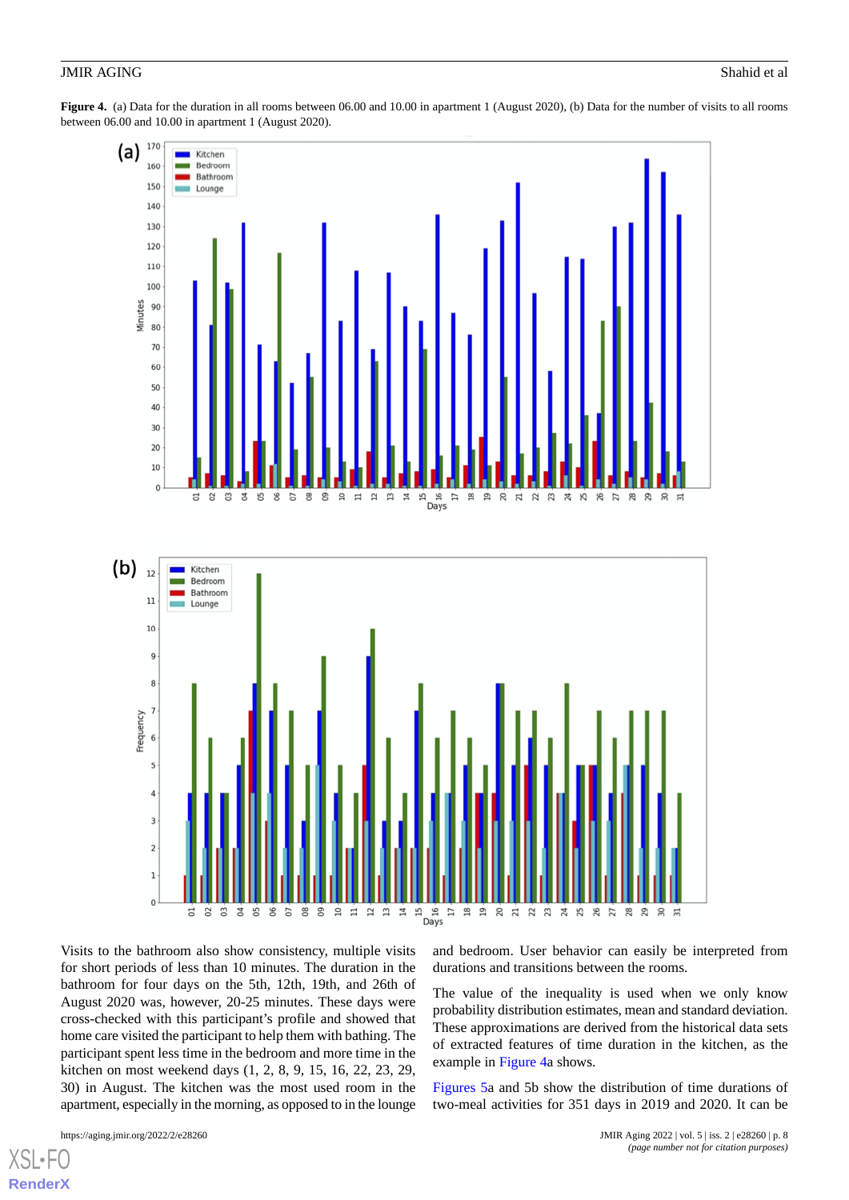**Figure 4.** (a) Data for the duration in all rooms between 06.00 and 10.00 in apartment 1 (August 2020), (b) Data for the number of visits to all rooms between 06.00 and 10.00 in apartment 1 (August 2020).

Visits to the bathroom also show consistency, multiple visits for short periods of less than 10 minutes. The duration in the bathroom for four days on the 5th, 12th, 19th, and 26th of August 2020 was, however, 20-25 minutes. These days were cross-checked with this participant's profile and showed that home care visited the participant to help them with bathing. The participant spent less time in the bedroom and more time in the kitchen on most weekend days (1, 2, 8, 9, 15, 16, 22, 23, 29, 30) in August. The kitchen was the most used room in the apartment, especially in the morning, as opposed to in the lounge and bedroom. User behavior can easily be interpreted from durations and transitions between the rooms.

The value of the inequality is used when we only know probability distribution estimates, mean and standard deviation. These approximations are derived from the historical data sets of extracted features of time duration in the kitchen, as the example in Figure 4a shows.

Figures 5a and 5b show the distribution of time durations of two-meal activities for 351 days in 2019 and 2020. It can be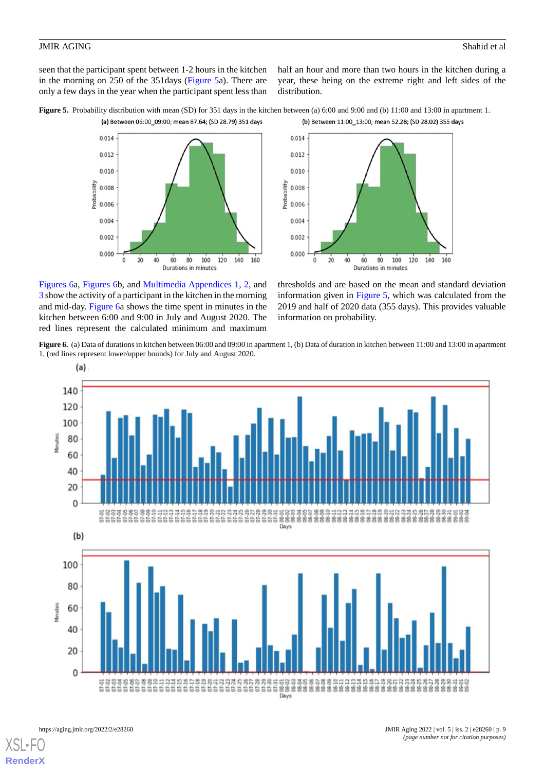seen that the participant spent between 1-2 hours in the kitchen in the morning on 250 of the 351days (Figure 5a). There are only a few days in the year when the participant spent less than half an hour and more than two hours in the kitchen during a year, these being on the extreme right and left sides of the distribution.

**Figure 5.** Probability distribution with mean (SD) for 351 days in the kitchen between (a) 6:00 and 9:00 and (b) 11:00 and 13:00 in apartment 1.

Figures 6a, Figures 6b, and Multimedia Appendices 1, 2, and 3 show the activity of a participant in the kitchen in the morning and mid-day. Figure 6a shows the time spent in minutes in the kitchen between 6:00 and 9:00 in July and August 2020. The red lines represent the calculated minimum and maximum thresholds and are based on the mean and standard deviation information given in Figure 5, which was calculated from the 2019 and half of 2020 data (355 days). This provides valuable information on probability.

**Figure 6.** (a) Data of durations in kitchen between 06:00 and 09:00 in apartment 1, (b) Data of duration in kitchen between 11:00 and 13:00 in apartment 1, (red lines represent lower/upper bounds) for July and August 2020.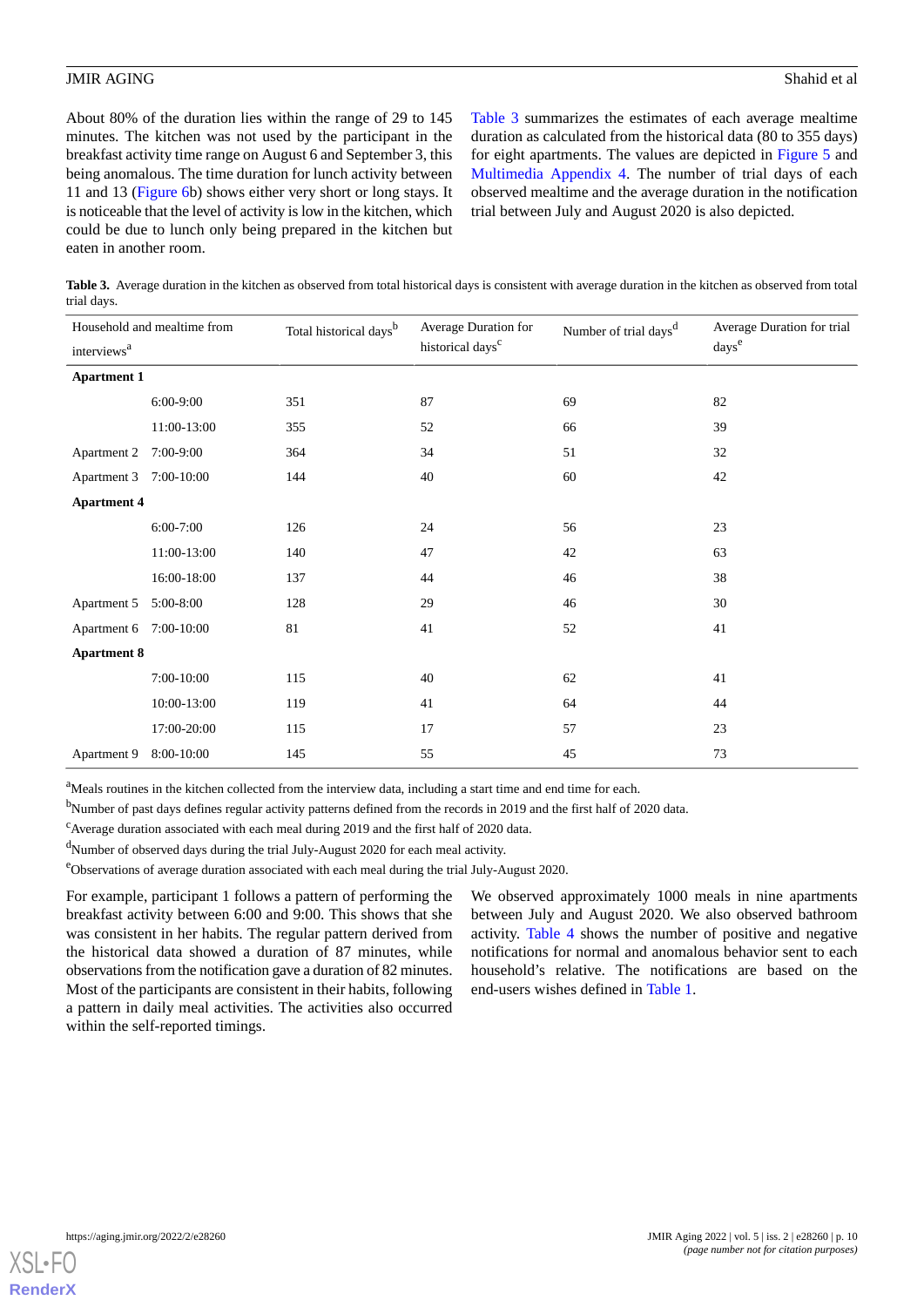About 80% of the duration lies within the range of 29 to 145 minutes. The kitchen was not used by the participant in the breakfast activity time range on August 6 and September 3, this being anomalous. The time duration for lunch activity between 11 and 13 (Figure 6b) shows either very short or long stays. It is noticeable that the level of activity is low in the kitchen, which could be due to lunch only being prepared in the kitchen but eaten in another room.

Table 3 summarizes the estimates of each average mealtime duration as calculated from the historical data (80 to 355 days) for eight apartments. The values are depicted in Figure 5 and Multimedia Appendix 4. The number of trial days of each observed mealtime and the average duration in the notification trial between July and August 2020 is also depicted.

**Table 3.** Average duration in the kitchen as observed from total historical days is consistent with average duration in the kitchen as observed from total trial days.

| Household and mealtime from interviews[a] | | Total historical days[b] | Average Duration for historical days[c] | Number of trial days[d] | Average Duration for trial days[e] |
|---|---|---|---|---|---|
| **Apartment 1** | | | | | |
| | 6:00-9:00 | 351 | 87 | 69 | 82 |
| | 11:00-13:00 | 355 | 52 | 66 | 39 |
| Apartment 2 | 7:00-9:00 | 364 | 34 | 51 | 32 |
| Apartment 3 | 7:00-10:00 | 144 | 40 | 60 | 42 |
| **Apartment 4** | | | | | |
| | 6:00-7:00 | 126 | 24 | 56 | 23 |
| | 11:00-13:00 | 140 | 47 | 42 | 63 |
| | 16:00-18:00 | 137 | 44 | 46 | 38 |
| Apartment 5 | 5:00-8:00 | 128 | 29 | 46 | 30 |
| Apartment 6 | 7:00-10:00 | 81 | 41 | 52 | 41 |
| **Apartment 8** | | | | | |
| | 7:00-10:00 | 115 | 40 | 62 | 41 |
| | 10:00-13:00 | 119 | 41 | 64 | 44 |
| | 17:00-20:00 | 115 | 17 | 57 | 23 |
| Apartment 9 | 8:00-10:00 | 145 | 55 | 45 | 73 |

[a]Meals routines in the kitchen collected from the interview data, including a start time and end time for each.

[b]Number of past days defines regular activity patterns defined from the records in 2019 and the first half of 2020 data.

[c]Average duration associated with each meal during 2019 and the first half of 2020 data.

[d]Number of observed days during the trial July-August 2020 for each meal activity.

[e]Observations of average duration associated with each meal during the trial July-August 2020.

For example, participant 1 follows a pattern of performing the breakfast activity between 6:00 and 9:00. This shows that she was consistent in her habits. The regular pattern derived from the historical data showed a duration of 87 minutes, while observations from the notification gave a duration of 82 minutes. Most of the participants are consistent in their habits, following a pattern in daily meal activities. The activities also occurred within the self-reported timings.

We observed approximately 1000 meals in nine apartments between July and August 2020. We also observed bathroom activity. Table 4 shows the number of positive and negative notifications for normal and anomalous behavior sent to each household's relative. The notifications are based on the end-users wishes defined in Table 1.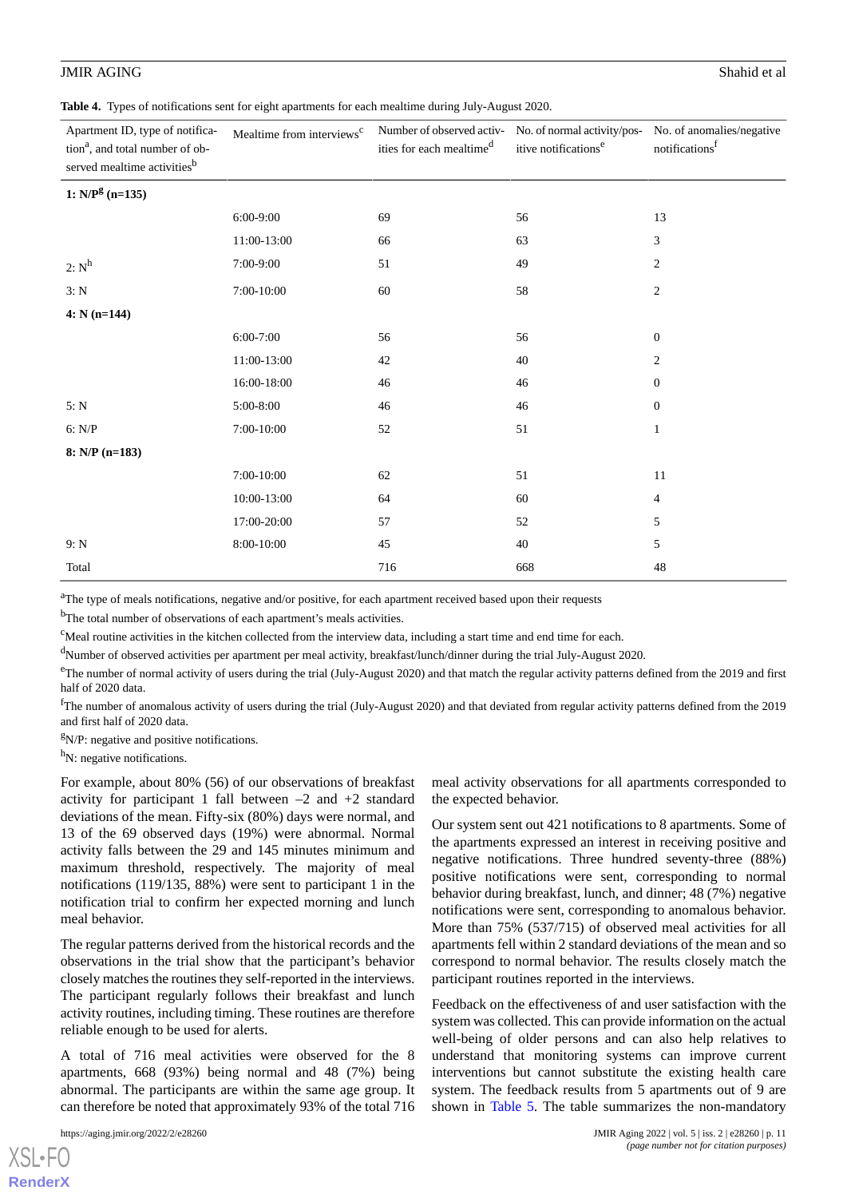**Table 4.** Types of notifications sent for eight apartments for each mealtime during July-August 2020.

| Apartment ID, type of notification[a], and total number of observed mealtime activities[b] | Mealtime from interviews[c] | Number of observed activities for each mealtime[d] | No. of normal activity/positive notifications[e] | No. of anomalies/negative notifications[f] |
|---|---|---|---|---|
| **1: N/P[g] (n=135)** | | | | |
| | 6:00-9:00 | 69 | 56 | 13 |
| | 11:00-13:00 | 66 | 63 | 3 |
| 2: N[h] | 7:00-9:00 | 51 | 49 | 2 |
| 3: N | 7:00-10:00 | 60 | 58 | 2 |
| **4: N (n=144)** | | | | |
| | 6:00-7:00 | 56 | 56 | 0 |
| | 11:00-13:00 | 42 | 40 | 2 |
| | 16:00-18:00 | 46 | 46 | 0 |
| 5: N | 5:00-8:00 | 46 | 46 | 0 |
| 6: N/P | 7:00-10:00 | 52 | 51 | 1 |
| **8: N/P (n=183)** | | | | |
| | 7:00-10:00 | 62 | 51 | 11 |
| | 10:00-13:00 | 64 | 60 | 4 |
| | 17:00-20:00 | 57 | 52 | 5 |
| 9: N | 8:00-10:00 | 45 | 40 | 5 |
| Total | | 716 | 668 | 48 |

[a]The type of meals notifications, negative and/or positive, for each apartment received based upon their requests

[b]The total number of observations of each apartment's meals activities.

[c]Meal routine activities in the kitchen collected from the interview data, including a start time and end time for each.

[d]Number of observed activities per apartment per meal activity, breakfast/lunch/dinner during the trial July-August 2020.

[e]The number of normal activity of users during the trial (July-August 2020) and that match the regular activity patterns defined from the 2019 and first half of 2020 data.

[f]The number of anomalous activity of users during the trial (July-August 2020) and that deviated from regular activity patterns defined from the 2019 and first half of 2020 data.

[g]N/P: negative and positive notifications.

[h]N: negative notifications.

For example, about 80% (56) of our observations of breakfast activity for participant 1 fall between –2 and +2 standard deviations of the mean. Fifty-six (80%) days were normal, and 13 of the 69 observed days (19%) were abnormal. Normal activity falls between the 29 and 145 minutes minimum and maximum threshold, respectively. The majority of meal notifications (119/135, 88%) were sent to participant 1 in the notification trial to confirm her expected morning and lunch meal behavior.

The regular patterns derived from the historical records and the observations in the trial show that the participant's behavior closely matches the routines they self-reported in the interviews. The participant regularly follows their breakfast and lunch activity routines, including timing. These routines are therefore reliable enough to be used for alerts.

A total of 716 meal activities were observed for the 8 apartments, 668 (93%) being normal and 48 (7%) being abnormal. The participants are within the same age group. It can therefore be noted that approximately 93% of the total 716 meal activity observations for all apartments corresponded to the expected behavior.

Our system sent out 421 notifications to 8 apartments. Some of the apartments expressed an interest in receiving positive and negative notifications. Three hundred seventy-three (88%) positive notifications were sent, corresponding to normal behavior during breakfast, lunch, and dinner; 48 (7%) negative notifications were sent, corresponding to anomalous behavior. More than 75% (537/715) of observed meal activities for all apartments fell within 2 standard deviations of the mean and so correspond to normal behavior. The results closely match the participant routines reported in the interviews.

Feedback on the effectiveness of and user satisfaction with the system was collected. This can provide information on the actual well-being of older persons and can also help relatives to understand that monitoring systems can improve current interventions but cannot substitute the existing health care system. The feedback results from 5 apartments out of 9 are shown in Table 5. The table summarizes the non-mandatory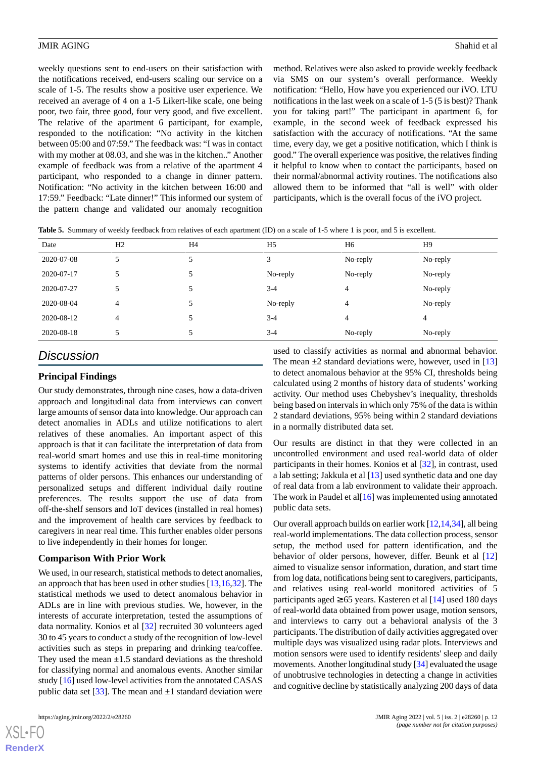weekly questions sent to end-users on their satisfaction with the notifications received, end-users scaling our service on a scale of 1-5. The results show a positive user experience. We received an average of 4 on a 1-5 Likert-like scale, one being poor, two fair, three good, four very good, and five excellent. The relative of the apartment 6 participant, for example, responded to the notification: "No activity in the kitchen between 05:00 and 07:59." The feedback was: "I was in contact with my mother at 08.03, and she was in the kitchen.." Another example of feedback was from a relative of the apartment 4 participant, who responded to a change in dinner pattern. Notification: "No activity in the kitchen between 16:00 and 17:59." Feedback: "Late dinner!" This informed our system of the pattern change and validated our anomaly recognition method. Relatives were also asked to provide weekly feedback via SMS on our system's overall performance. Weekly notification: "Hello, How have you experienced our iVO. LTU notifications in the last week on a scale of 1-5 (5 is best)? Thank you for taking part!" The participant in apartment 6, for example, in the second week of feedback expressed his satisfaction with the accuracy of notifications. "At the same time, every day, we get a positive notification, which I think is good." The overall experience was positive, the relatives finding it helpful to know when to contact the participants, based on their normal/abnormal activity routines. The notifications also allowed them to be informed that "all is well" with older participants, which is the overall focus of the iVO project.

**Table 5.** Summary of weekly feedback from relatives of each apartment (ID) on a scale of 1-5 where 1 is poor, and 5 is excellent.

| Date | H2 | H4 | H5 | H6 | H9 |
|---|---|---|---|---|---|
| 2020-07-08 | 5 | 5 | 3 | No-reply | No-reply |
| 2020-07-17 | 5 | 5 | No-reply | No-reply | No-reply |
| 2020-07-27 | 5 | 5 | 3-4 | 4 | No-reply |
| 2020-08-04 | 4 | 5 | No-reply | 4 | No-reply |
| 2020-08-12 | 4 | 5 | 3-4 | 4 | 4 |
| 2020-08-18 | 5 | 5 | 3-4 | No-reply | No-reply |

## Discussion

### Principal Findings

Our study demonstrates, through nine cases, how a data-driven approach and longitudinal data from interviews can convert large amounts of sensor data into knowledge. Our approach can detect anomalies in ADLs and utilize notifications to alert relatives of these anomalies. An important aspect of this approach is that it can facilitate the interpretation of data from real-world smart homes and use this in real-time monitoring systems to identify activities that deviate from the normal patterns of older persons. This enhances our understanding of personalized setups and different individual daily routine preferences. The results support the use of data from off-the-shelf sensors and IoT devices (installed in real homes) and the improvement of health care services by feedback to caregivers in near real time. This further enables older persons to live independently in their homes for longer.

### Comparison With Prior Work

We used, in our research, statistical methods to detect anomalies, an approach that has been used in other studies [13,16,32]. The statistical methods we used to detect anomalous behavior in ADLs are in line with previous studies. We, however, in the interests of accurate interpretation, tested the assumptions of data normality. Konios et al [32] recruited 30 volunteers aged 30 to 45 years to conduct a study of the recognition of low-level activities such as steps in preparing and drinking tea/coffee. They used the mean ±1.5 standard deviations as the threshold for classifying normal and anomalous events. Another similar study [16] used low-level activities from the annotated CASAS public data set [33]. The mean and ±1 standard deviation were used to classify activities as normal and abnormal behavior. The mean ±2 standard deviations were, however, used in [13] to detect anomalous behavior at the 95% CI, thresholds being calculated using 2 months of history data of students' working activity. Our method uses Chebyshev's inequality, thresholds being based on intervals in which only 75% of the data is within 2 standard deviations, 95% being within 2 standard deviations in a normally distributed data set.

Our results are distinct in that they were collected in an uncontrolled environment and used real-world data of older participants in their homes. Konios et al [32], in contrast, used a lab setting; Jakkula et al [13] used synthetic data and one day of real data from a lab environment to validate their approach. The work in Paudel et al[16] was implemented using annotated public data sets.

Our overall approach builds on earlier work [12,14,34], all being real-world implementations. The data collection process, sensor setup, the method used for pattern identification, and the behavior of older persons, however, differ. Beunk et al [12] aimed to visualize sensor information, duration, and start time from log data, notifications being sent to caregivers, participants, and relatives using real-world monitored activities of 5 participants aged ≥65 years. Kasteren et al [14] used 180 days of real-world data obtained from power usage, motion sensors, and interviews to carry out a behavioral analysis of the 3 participants. The distribution of daily activities aggregated over multiple days was visualized using radar plots. Interviews and motion sensors were used to identify residents' sleep and daily movements. Another longitudinal study [34] evaluated the usage of unobtrusive technologies in detecting a change in activities and cognitive decline by statistically analyzing 200 days of data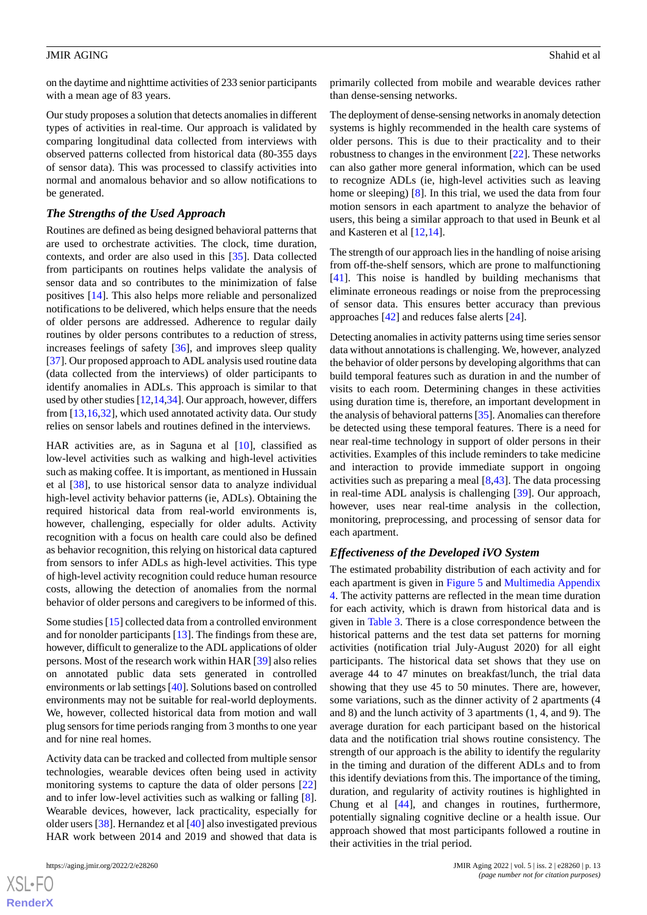on the daytime and nighttime activities of 233 senior participants with a mean age of 83 years.

Our study proposes a solution that detects anomalies in different types of activities in real-time. Our approach is validated by comparing longitudinal data collected from interviews with observed patterns collected from historical data (80-355 days of sensor data). This was processed to classify activities into normal and anomalous behavior and so allow notifications to be generated.

### *The Strengths of the Used Approach*

Routines are defined as being designed behavioral patterns that are used to orchestrate activities. The clock, time duration, contexts, and order are also used in this [35]. Data collected from participants on routines helps validate the analysis of sensor data and so contributes to the minimization of false positives [14]. This also helps more reliable and personalized notifications to be delivered, which helps ensure that the needs of older persons are addressed. Adherence to regular daily routines by older persons contributes to a reduction of stress, increases feelings of safety [36], and improves sleep quality [37]. Our proposed approach to ADL analysis used routine data (data collected from the interviews) of older participants to identify anomalies in ADLs. This approach is similar to that used by other studies [12,14,34]. Our approach, however, differs from [13,16,32], which used annotated activity data. Our study relies on sensor labels and routines defined in the interviews.

HAR activities are, as in Saguna et al [10], classified as low-level activities such as walking and high-level activities such as making coffee. It is important, as mentioned in Hussain et al [38], to use historical sensor data to analyze individual high-level activity behavior patterns (ie, ADLs). Obtaining the required historical data from real-world environments is, however, challenging, especially for older adults. Activity recognition with a focus on health care could also be defined as behavior recognition, this relying on historical data captured from sensors to infer ADLs as high-level activities. This type of high-level activity recognition could reduce human resource costs, allowing the detection of anomalies from the normal behavior of older persons and caregivers to be informed of this.

Some studies [15] collected data from a controlled environment and for nonolder participants [13]. The findings from these are, however, difficult to generalize to the ADL applications of older persons. Most of the research work within HAR [39] also relies on annotated public data sets generated in controlled environments or lab settings [40]. Solutions based on controlled environments may not be suitable for real-world deployments. We, however, collected historical data from motion and wall plug sensors for time periods ranging from 3 months to one year and for nine real homes.

Activity data can be tracked and collected from multiple sensor technologies, wearable devices often being used in activity monitoring systems to capture the data of older persons [22] and to infer low-level activities such as walking or falling [8]. Wearable devices, however, lack practicality, especially for older users [38]. Hernandez et al [40] also investigated previous HAR work between 2014 and 2019 and showed that data is primarily collected from mobile and wearable devices rather than dense-sensing networks.

The deployment of dense-sensing networks in anomaly detection systems is highly recommended in the health care systems of older persons. This is due to their practicality and to their robustness to changes in the environment [22]. These networks can also gather more general information, which can be used to recognize ADLs (ie, high-level activities such as leaving home or sleeping) [8]. In this trial, we used the data from four motion sensors in each apartment to analyze the behavior of users, this being a similar approach to that used in Beunk et al and Kasteren et al [12,14].

The strength of our approach lies in the handling of noise arising from off-the-shelf sensors, which are prone to malfunctioning [41]. This noise is handled by building mechanisms that eliminate erroneous readings or noise from the preprocessing of sensor data. This ensures better accuracy than previous approaches [42] and reduces false alerts [24].

Detecting anomalies in activity patterns using time series sensor data without annotations is challenging. We, however, analyzed the behavior of older persons by developing algorithms that can build temporal features such as duration in and the number of visits to each room. Determining changes in these activities using duration time is, therefore, an important development in the analysis of behavioral patterns [35]. Anomalies can therefore be detected using these temporal features. There is a need for near real-time technology in support of older persons in their activities. Examples of this include reminders to take medicine and interaction to provide immediate support in ongoing activities such as preparing a meal [8,43]. The data processing in real-time ADL analysis is challenging [39]. Our approach, however, uses near real-time analysis in the collection, monitoring, preprocessing, and processing of sensor data for each apartment.

### *Effectiveness of the Developed iVO System*

The estimated probability distribution of each activity and for each apartment is given in Figure 5 and Multimedia Appendix 4. The activity patterns are reflected in the mean time duration for each activity, which is drawn from historical data and is given in Table 3. There is a close correspondence between the historical patterns and the test data set patterns for morning activities (notification trial July-August 2020) for all eight participants. The historical data set shows that they use on average 44 to 47 minutes on breakfast/lunch, the trial data showing that they use 45 to 50 minutes. There are, however, some variations, such as the dinner activity of 2 apartments (4 and 8) and the lunch activity of 3 apartments (1, 4, and 9). The average duration for each participant based on the historical data and the notification trial shows routine consistency. The strength of our approach is the ability to identify the regularity in the timing and duration of the different ADLs and to from this identify deviations from this. The importance of the timing, duration, and regularity of activity routines is highlighted in Chung et al [44], and changes in routines, furthermore, potentially signaling cognitive decline or a health issue. Our approach showed that most participants followed a routine in their activities in the trial period.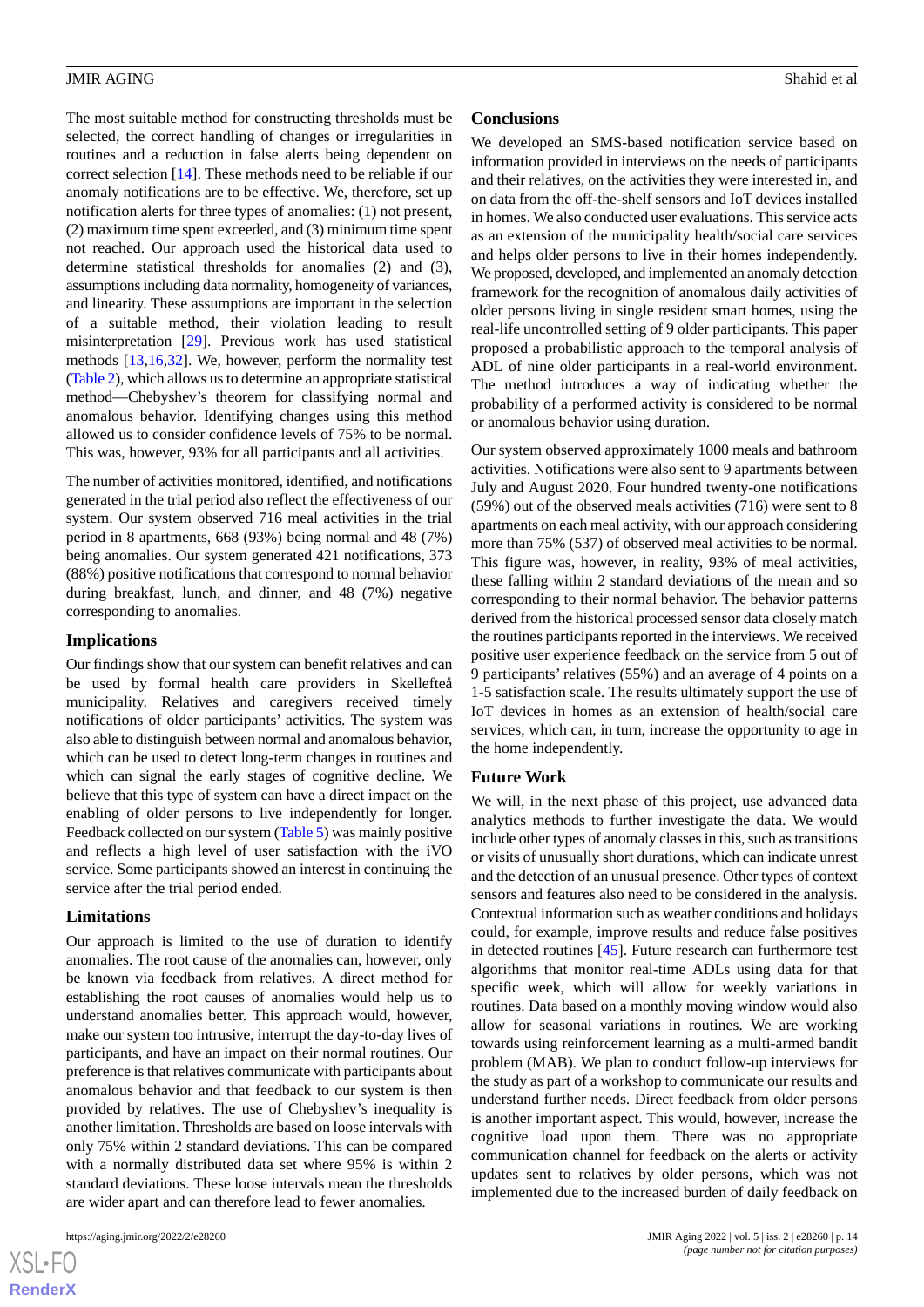The most suitable method for constructing thresholds must be selected, the correct handling of changes or irregularities in routines and a reduction in false alerts being dependent on correct selection [14]. These methods need to be reliable if our anomaly notifications are to be effective. We, therefore, set up notification alerts for three types of anomalies: (1) not present, (2) maximum time spent exceeded, and (3) minimum time spent not reached. Our approach used the historical data used to determine statistical thresholds for anomalies (2) and (3), assumptions including data normality, homogeneity of variances, and linearity. These assumptions are important in the selection of a suitable method, their violation leading to result misinterpretation [29]. Previous work has used statistical methods [13,16,32]. We, however, perform the normality test (Table 2), which allows us to determine an appropriate statistical method—Chebyshev's theorem for classifying normal and anomalous behavior. Identifying changes using this method allowed us to consider confidence levels of 75% to be normal. This was, however, 93% for all participants and all activities.

The number of activities monitored, identified, and notifications generated in the trial period also reflect the effectiveness of our system. Our system observed 716 meal activities in the trial period in 8 apartments, 668 (93%) being normal and 48 (7%) being anomalies. Our system generated 421 notifications, 373 (88%) positive notifications that correspond to normal behavior during breakfast, lunch, and dinner, and 48 (7%) negative corresponding to anomalies.

### Implications

Our findings show that our system can benefit relatives and can be used by formal health care providers in Skellefteå municipality. Relatives and caregivers received timely notifications of older participants' activities. The system was also able to distinguish between normal and anomalous behavior, which can be used to detect long-term changes in routines and which can signal the early stages of cognitive decline. We believe that this type of system can have a direct impact on the enabling of older persons to live independently for longer. Feedback collected on our system (Table 5) was mainly positive and reflects a high level of user satisfaction with the iVO service. Some participants showed an interest in continuing the service after the trial period ended.

### Limitations

Our approach is limited to the use of duration to identify anomalies. The root cause of the anomalies can, however, only be known via feedback from relatives. A direct method for establishing the root causes of anomalies would help us to understand anomalies better. This approach would, however, make our system too intrusive, interrupt the day-to-day lives of participants, and have an impact on their normal routines. Our preference is that relatives communicate with participants about anomalous behavior and that feedback to our system is then provided by relatives. The use of Chebyshev's inequality is another limitation. Thresholds are based on loose intervals with only 75% within 2 standard deviations. This can be compared with a normally distributed data set where 95% is within 2 standard deviations. These loose intervals mean the thresholds are wider apart and can therefore lead to fewer anomalies.

## Conclusions

We developed an SMS-based notification service based on information provided in interviews on the needs of participants and their relatives, on the activities they were interested in, and on data from the off-the-shelf sensors and IoT devices installed in homes. We also conducted user evaluations. This service acts as an extension of the municipality health/social care services and helps older persons to live in their homes independently. We proposed, developed, and implemented an anomaly detection framework for the recognition of anomalous daily activities of older persons living in single resident smart homes, using the real-life uncontrolled setting of 9 older participants. This paper proposed a probabilistic approach to the temporal analysis of ADL of nine older participants in a real-world environment. The method introduces a way of indicating whether the probability of a performed activity is considered to be normal or anomalous behavior using duration.

Our system observed approximately 1000 meals and bathroom activities. Notifications were also sent to 9 apartments between July and August 2020. Four hundred twenty-one notifications (59%) out of the observed meals activities (716) were sent to 8 apartments on each meal activity, with our approach considering more than 75% (537) of observed meal activities to be normal. This figure was, however, in reality, 93% of meal activities, these falling within 2 standard deviations of the mean and so corresponding to their normal behavior. The behavior patterns derived from the historical processed sensor data closely match the routines participants reported in the interviews. We received positive user experience feedback on the service from 5 out of 9 participants' relatives (55%) and an average of 4 points on a 1-5 satisfaction scale. The results ultimately support the use of IoT devices in homes as an extension of health/social care services, which can, in turn, increase the opportunity to age in the home independently.

### Future Work

We will, in the next phase of this project, use advanced data analytics methods to further investigate the data. We would include other types of anomaly classes in this, such as transitions or visits of unusually short durations, which can indicate unrest and the detection of an unusual presence. Other types of context sensors and features also need to be considered in the analysis. Contextual information such as weather conditions and holidays could, for example, improve results and reduce false positives in detected routines [45]. Future research can furthermore test algorithms that monitor real-time ADLs using data for that specific week, which will allow for weekly variations in routines. Data based on a monthly moving window would also allow for seasonal variations in routines. We are working towards using reinforcement learning as a multi-armed bandit problem (MAB). We plan to conduct follow-up interviews for the study as part of a workshop to communicate our results and understand further needs. Direct feedback from older persons is another important aspect. This would, however, increase the cognitive load upon them. There was no appropriate communication channel for feedback on the alerts or activity updates sent to relatives by older persons, which was not implemented due to the increased burden of daily feedback on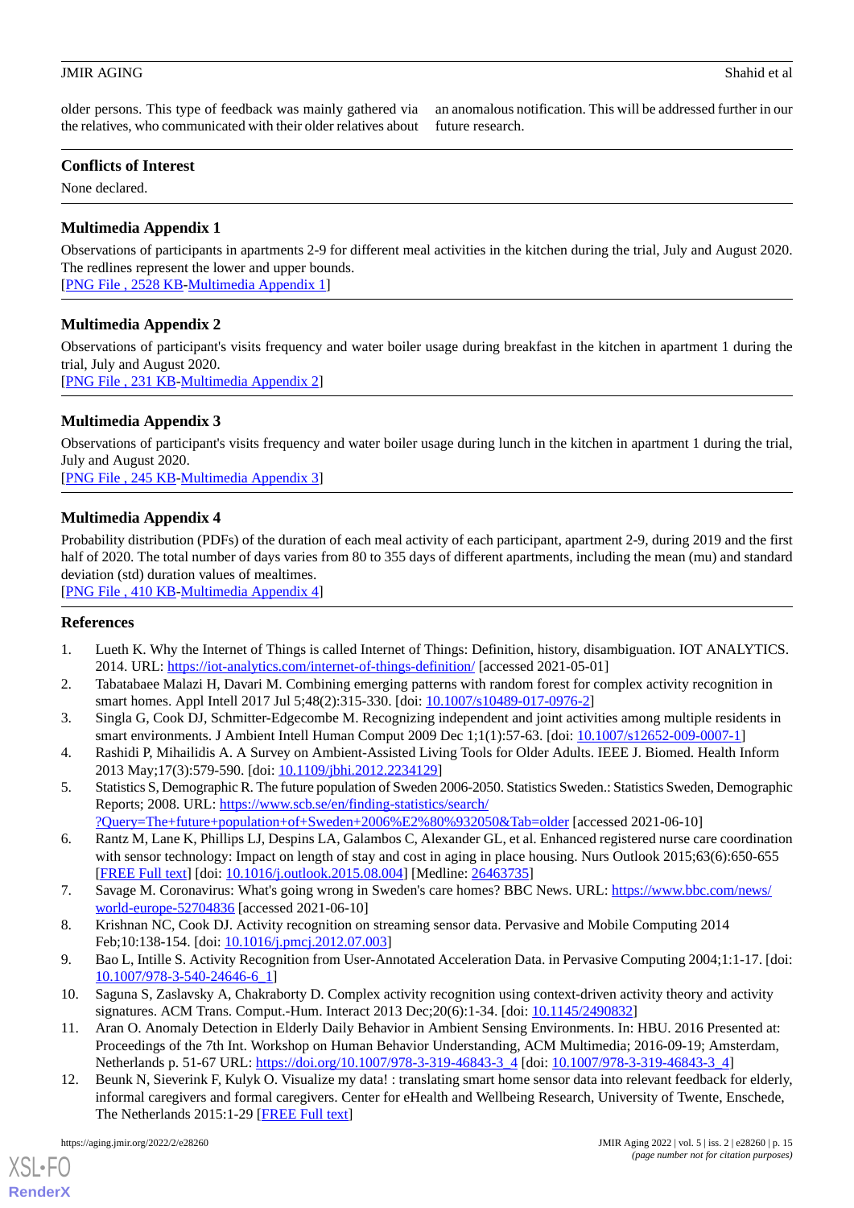older persons. This type of feedback was mainly gathered via the relatives, who communicated with their older relatives about an anomalous notification. This will be addressed further in our future research.

## Conflicts of Interest

None declared.

## Multimedia Appendix 1

Observations of participants in apartments 2-9 for different meal activities in the kitchen during the trial, July and August 2020. The redlines represent the lower and upper bounds.

[PNG File , 2528 KB-Multimedia Appendix 1]

## Multimedia Appendix 2

Observations of participant's visits frequency and water boiler usage during breakfast in the kitchen in apartment 1 during the trial, July and August 2020.

[PNG File , 231 KB-Multimedia Appendix 2]

## Multimedia Appendix 3

Observations of participant's visits frequency and water boiler usage during lunch in the kitchen in apartment 1 during the trial, July and August 2020.

[PNG File , 245 KB-Multimedia Appendix 3]

## Multimedia Appendix 4

Probability distribution (PDFs) of the duration of each meal activity of each participant, apartment 2-9, during 2019 and the first half of 2020. The total number of days varies from 80 to 355 days of different apartments, including the mean (mu) and standard deviation (std) duration values of mealtimes.

[PNG File , 410 KB-Multimedia Appendix 4]

## References

1. Lueth K. Why the Internet of Things is called Internet of Things: Definition, history, disambiguation. IOT ANALYTICS. 2014. URL: https://iot-analytics.com/internet-of-things-definition/ [accessed 2021-05-01]
2. Tabatabaee Malazi H, Davari M. Combining emerging patterns with random forest for complex activity recognition in smart homes. Appl Intell 2017 Jul 5;48(2):315-330. [doi: 10.1007/s10489-017-0976-2]
3. Singla G, Cook DJ, Schmitter-Edgecombe M. Recognizing independent and joint activities among multiple residents in smart environments. J Ambient Intell Human Comput 2009 Dec 1;1(1):57-63. [doi: 10.1007/s12652-009-0007-1]
4. Rashidi P, Mihailidis A. A Survey on Ambient-Assisted Living Tools for Older Adults. IEEE J. Biomed. Health Inform 2013 May;17(3):579-590. [doi: 10.1109/jbhi.2012.2234129]
5. Statistics S, Demographic R. The future population of Sweden 2006-2050. Statistics Sweden.: Statistics Sweden, Demographic Reports; 2008. URL: https://www.scb.se/en/finding-statistics/search/?Query=The+future+population+of+Sweden+2006%E2%80%932050&Tab=older [accessed 2021-06-10]
6. Rantz M, Lane K, Phillips LJ, Despins LA, Galambos C, Alexander GL, et al. Enhanced registered nurse care coordination with sensor technology: Impact on length of stay and cost in aging in place housing. Nurs Outlook 2015;63(6):650-655 [FREE Full text] [doi: 10.1016/j.outlook.2015.08.004] [Medline: 26463735]
7. Savage M. Coronavirus: What's going wrong in Sweden's care homes? BBC News. URL: https://www.bbc.com/news/world-europe-52704836 [accessed 2021-06-10]
8. Krishnan NC, Cook DJ. Activity recognition on streaming sensor data. Pervasive and Mobile Computing 2014 Feb;10:138-154. [doi: 10.1016/j.pmcj.2012.07.003]
9. Bao L, Intille S. Activity Recognition from User-Annotated Acceleration Data. in Pervasive Computing 2004;1:1-17. [doi: 10.1007/978-3-540-24646-6_1]
10. Saguna S, Zaslavsky A, Chakraborty D. Complex activity recognition using context-driven activity theory and activity signatures. ACM Trans. Comput.-Hum. Interact 2013 Dec;20(6):1-34. [doi: 10.1145/2490832]
11. Aran O. Anomaly Detection in Elderly Daily Behavior in Ambient Sensing Environments. In: HBU. 2016 Presented at: Proceedings of the 7th Int. Workshop on Human Behavior Understanding, ACM Multimedia; 2016-09-19; Amsterdam, Netherlands p. 51-67 URL: https://doi.org/10.1007/978-3-319-46843-3_4 [doi: 10.1007/978-3-319-46843-3_4]
12. Beunk N, Sieverink F, Kulyk O. Visualize my data! : translating smart home sensor data into relevant feedback for elderly, informal caregivers and formal caregivers. Center for eHealth and Wellbeing Research, University of Twente, Enschede, The Netherlands 2015:1-29 [FREE Full text]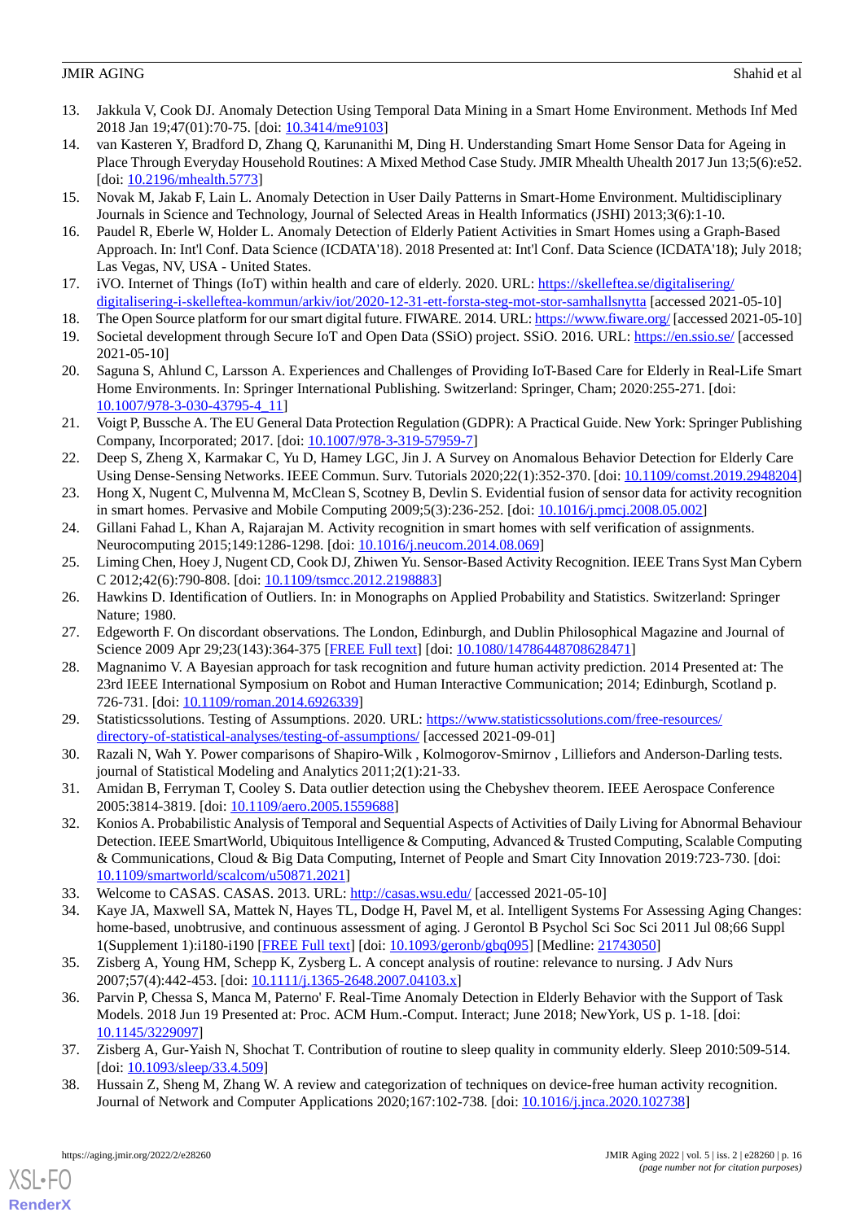13. Jakkula V, Cook DJ. Anomaly Detection Using Temporal Data Mining in a Smart Home Environment. Methods Inf Med 2018 Jan 19;47(01):70-75. [doi: 10.3414/me9103]
14. van Kasteren Y, Bradford D, Zhang Q, Karunanithi M, Ding H. Understanding Smart Home Sensor Data for Ageing in Place Through Everyday Household Routines: A Mixed Method Case Study. JMIR Mhealth Uhealth 2017 Jun 13;5(6):e52. [doi: 10.2196/mhealth.5773]
15. Novak M, Jakab F, Lain L. Anomaly Detection in User Daily Patterns in Smart-Home Environment. Multidisciplinary Journals in Science and Technology, Journal of Selected Areas in Health Informatics (JSHI) 2013;3(6):1-10.
16. Paudel R, Eberle W, Holder L. Anomaly Detection of Elderly Patient Activities in Smart Homes using a Graph-Based Approach. In: Int'l Conf. Data Science (ICDATA'18). 2018 Presented at: Int'l Conf. Data Science (ICDATA'18); July 2018; Las Vegas, NV, USA - United States.
17. iVO. Internet of Things (IoT) within health and care of elderly. 2020. URL: https://skelleftea.se/digitalisering/digitalisering-i-skelleftea-kommun/arkiv/iot/2020-12-31-ett-forsta-steg-mot-stor-samhallsnytta [accessed 2021-05-10]
18. The Open Source platform for our smart digital future. FIWARE. 2014. URL: https://www.fiware.org/ [accessed 2021-05-10]
19. Societal development through Secure IoT and Open Data (SSiO) project. SSiO. 2016. URL: https://en.ssio.se/ [accessed 2021-05-10]
20. Saguna S, Ahlund C, Larsson A. Experiences and Challenges of Providing IoT-Based Care for Elderly in Real-Life Smart Home Environments. In: Springer International Publishing. Switzerland: Springer, Cham; 2020:255-271. [doi: 10.1007/978-3-030-43795-4_11]
21. Voigt P, Bussche A. The EU General Data Protection Regulation (GDPR): A Practical Guide. New York: Springer Publishing Company, Incorporated; 2017. [doi: 10.1007/978-3-319-57959-7]
22. Deep S, Zheng X, Karmakar C, Yu D, Hamey LGC, Jin J. A Survey on Anomalous Behavior Detection for Elderly Care Using Dense-Sensing Networks. IEEE Commun. Surv. Tutorials 2020;22(1):352-370. [doi: 10.1109/comst.2019.2948204]
23. Hong X, Nugent C, Mulvenna M, McClean S, Scotney B, Devlin S. Evidential fusion of sensor data for activity recognition in smart homes. Pervasive and Mobile Computing 2009;5(3):236-252. [doi: 10.1016/j.pmcj.2008.05.002]
24. Gillani Fahad L, Khan A, Rajarajan M. Activity recognition in smart homes with self verification of assignments. Neurocomputing 2015;149:1286-1298. [doi: 10.1016/j.neucom.2014.08.069]
25. Liming Chen, Hoey J, Nugent CD, Cook DJ, Zhiwen Yu. Sensor-Based Activity Recognition. IEEE Trans Syst Man Cybern C 2012;42(6):790-808. [doi: 10.1109/tsmcc.2012.2198883]
26. Hawkins D. Identification of Outliers. In: in Monographs on Applied Probability and Statistics. Switzerland: Springer Nature; 1980.
27. Edgeworth F. On discordant observations. The London, Edinburgh, and Dublin Philosophical Magazine and Journal of Science 2009 Apr 29;23(143):364-375 [FREE Full text] [doi: 10.1080/14786448708628471]
28. Magnanimo V. A Bayesian approach for task recognition and future human activity prediction. 2014 Presented at: The 23rd IEEE International Symposium on Robot and Human Interactive Communication; 2014; Edinburgh, Scotland p. 726-731. [doi: 10.1109/roman.2014.6926339]
29. Statisticssolutions. Testing of Assumptions. 2020. URL: https://www.statisticssolutions.com/free-resources/directory-of-statistical-analyses/testing-of-assumptions/ [accessed 2021-09-01]
30. Razali N, Wah Y. Power comparisons of Shapiro-Wilk , Kolmogorov-Smirnov , Lilliefors and Anderson-Darling tests. journal of Statistical Modeling and Analytics 2011;2(1):21-33.
31. Amidan B, Ferryman T, Cooley S. Data outlier detection using the Chebyshev theorem. IEEE Aerospace Conference 2005:3814-3819. [doi: 10.1109/aero.2005.1559688]
32. Konios A. Probabilistic Analysis of Temporal and Sequential Aspects of Activities of Daily Living for Abnormal Behaviour Detection. IEEE SmartWorld, Ubiquitous Intelligence & Computing, Advanced & Trusted Computing, Scalable Computing & Communications, Cloud & Big Data Computing, Internet of People and Smart City Innovation 2019:723-730. [doi: 10.1109/smartworld/scalcom/u50871.2021]
33. Welcome to CASAS. CASAS. 2013. URL: http://casas.wsu.edu/ [accessed 2021-05-10]
34. Kaye JA, Maxwell SA, Mattek N, Hayes TL, Dodge H, Pavel M, et al. Intelligent Systems For Assessing Aging Changes: home-based, unobtrusive, and continuous assessment of aging. J Gerontol B Psychol Sci Soc Sci 2011 Jul 08;66 Suppl 1(Supplement 1):i180-i190 [FREE Full text] [doi: 10.1093/geronb/gbq095] [Medline: 21743050]
35. Zisberg A, Young HM, Schepp K, Zysberg L. A concept analysis of routine: relevance to nursing. J Adv Nurs 2007;57(4):442-453. [doi: 10.1111/j.1365-2648.2007.04103.x]
36. Parvin P, Chessa S, Manca M, Paterno' F. Real-Time Anomaly Detection in Elderly Behavior with the Support of Task Models. 2018 Jun 19 Presented at: Proc. ACM Hum.-Comput. Interact; June 2018; NewYork, US p. 1-18. [doi: 10.1145/3229097]
37. Zisberg A, Gur-Yaish N, Shochat T. Contribution of routine to sleep quality in community elderly. Sleep 2010:509-514. [doi: 10.1093/sleep/33.4.509]
38. Hussain Z, Sheng M, Zhang W. A review and categorization of techniques on device-free human activity recognition. Journal of Network and Computer Applications 2020;167:102-738. [doi: 10.1016/j.jnca.2020.102738]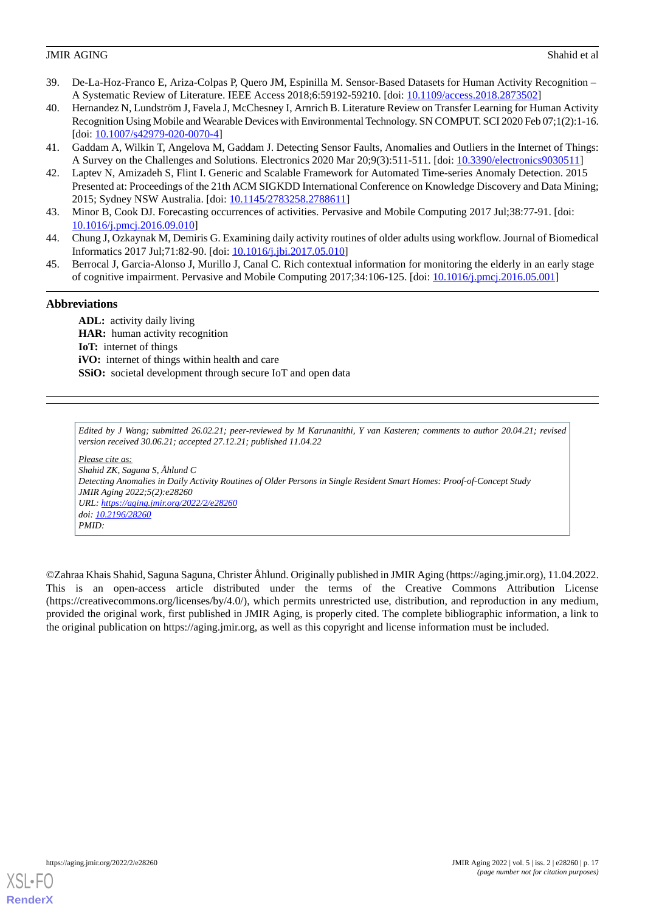39. De-La-Hoz-Franco E, Ariza-Colpas P, Quero JM, Espinilla M. Sensor-Based Datasets for Human Activity Recognition – A Systematic Review of Literature. IEEE Access 2018;6:59192-59210. [doi: 10.1109/access.2018.2873502]
40. Hernandez N, Lundström J, Favela J, McChesney I, Arnrich B. Literature Review on Transfer Learning for Human Activity Recognition Using Mobile and Wearable Devices with Environmental Technology. SN COMPUT. SCI 2020 Feb 07;1(2):1-16. [doi: 10.1007/s42979-020-0070-4]
41. Gaddam A, Wilkin T, Angelova M, Gaddam J. Detecting Sensor Faults, Anomalies and Outliers in the Internet of Things: A Survey on the Challenges and Solutions. Electronics 2020 Mar 20;9(3):511-511. [doi: 10.3390/electronics9030511]
42. Laptev N, Amizadeh S, Flint I. Generic and Scalable Framework for Automated Time-series Anomaly Detection. 2015 Presented at: Proceedings of the 21th ACM SIGKDD International Conference on Knowledge Discovery and Data Mining; 2015; Sydney NSW Australia. [doi: 10.1145/2783258.2788611]
43. Minor B, Cook DJ. Forecasting occurrences of activities. Pervasive and Mobile Computing 2017 Jul;38:77-91. [doi: 10.1016/j.pmcj.2016.09.010]
44. Chung J, Ozkaynak M, Demiris G. Examining daily activity routines of older adults using workflow. Journal of Biomedical Informatics 2017 Jul;71:82-90. [doi: 10.1016/j.jbi.2017.05.010]
45. Berrocal J, Garcia-Alonso J, Murillo J, Canal C. Rich contextual information for monitoring the elderly in an early stage of cognitive impairment. Pervasive and Mobile Computing 2017;34:106-125. [doi: 10.1016/j.pmcj.2016.05.001]

## Abbreviations

**ADL:** activity daily living
**HAR:** human activity recognition
**IoT:** internet of things
**iVO:** internet of things within health and care
**SSiO:** societal development through secure IoT and open data

*Edited by J Wang; submitted 26.02.21; peer-reviewed by M Karunanithi, Y van Kasteren; comments to author 20.04.21; revised version received 30.06.21; accepted 27.12.21; published 11.04.22*

*Please cite as:*
*Shahid ZK, Saguna S, Åhlund C*
*Detecting Anomalies in Daily Activity Routines of Older Persons in Single Resident Smart Homes: Proof-of-Concept Study*
*JMIR Aging 2022;5(2):e28260*
*URL: https://aging.jmir.org/2022/2/e28260*
*doi: 10.2196/28260*
*PMID:*

©Zahraa Khais Shahid, Saguna Saguna, Christer Åhlund. Originally published in JMIR Aging (https://aging.jmir.org), 11.04.2022. This is an open-access article distributed under the terms of the Creative Commons Attribution License (https://creativecommons.org/licenses/by/4.0/), which permits unrestricted use, distribution, and reproduction in any medium, provided the original work, first published in JMIR Aging, is properly cited. The complete bibliographic information, a link to the original publication on https://aging.jmir.org, as well as this copyright and license information must be included.